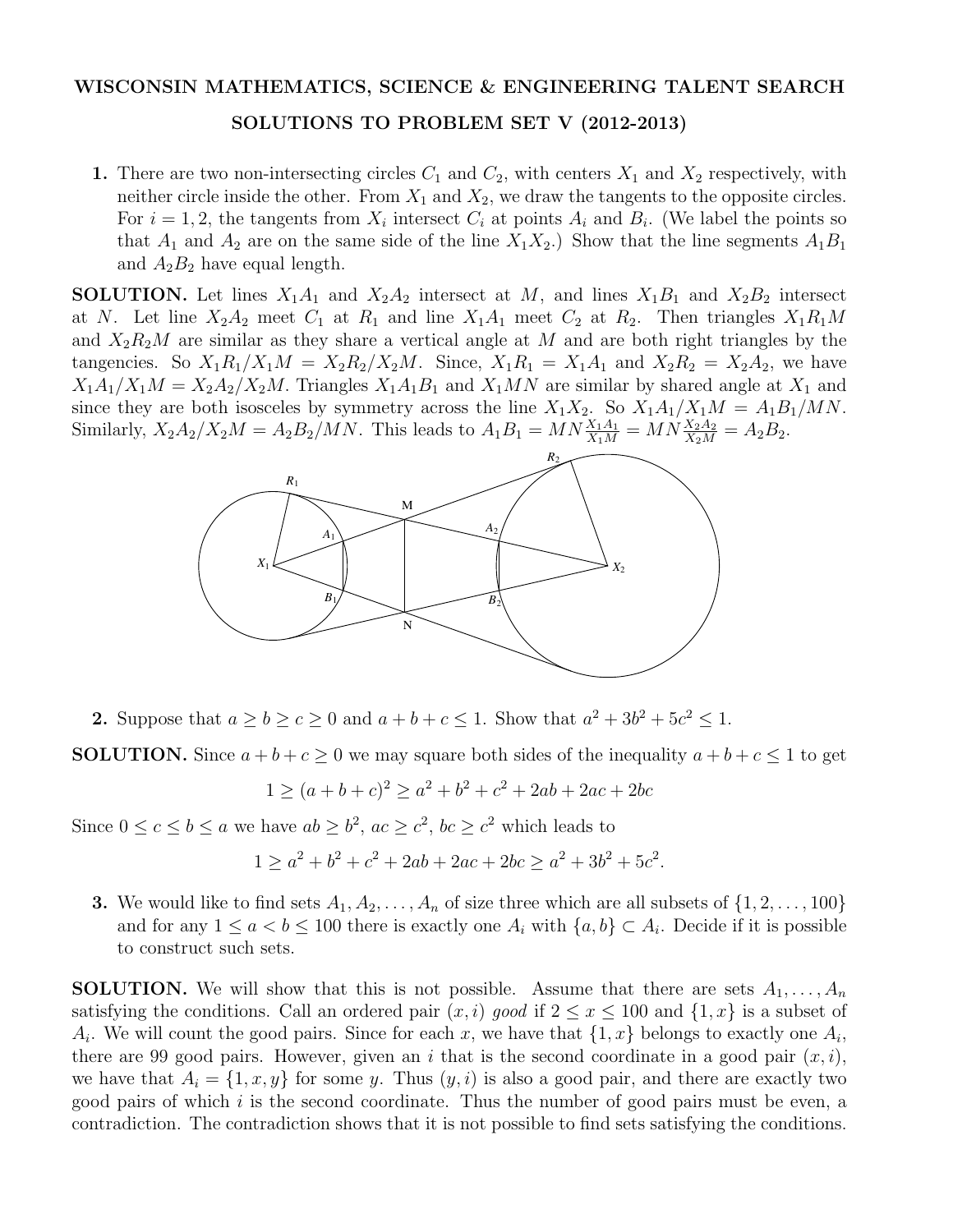# WISCONSIN MATHEMATICS, SCIENCE & ENGINEERING TALENT SEARCH

## SOLUTIONS TO PROBLEM SET V (2012-2013)

**1.** There are two non-intersecting circles $C_1$ and $C_2$, with centers $X_1$ and $X_2$ respectively, with neither circle inside the other. From $X_1$ and $X_2$, we draw the tangents to the opposite circles. For $i = 1, 2$, the tangents from $X_i$ intersect $C_i$ at points $A_i$ and $B_i$. (We label the points so that $A_1$ and $A_2$ are on the same side of the line $X_1X_2$.) Show that the line segments $A_1B_1$ and $A_2B_2$ have equal length.

**SOLUTION.** Let lines $X_1A_1$ and $X_2A_2$ intersect at $M$, and lines $X_1B_1$ and $X_2B_2$ intersect at $N$. Let line $X_2A_2$ meet $C_1$ at $R_1$ and line $X_1A_1$ meet $C_2$ at $R_2$. Then triangles $X_1R_1M$ and $X_2R_2M$ are similar as they share a vertical angle at $M$ and are both right triangles by the tangencies. So $X_1R_1/X_1M = X_2R_2/X_2M$. Since, $X_1R_1 = X_1A_1$ and $X_2R_2 = X_2A_2$, we have $X_1A_1/X_1M = X_2A_2/X_2M$. Triangles $X_1A_1B_1$ and $X_1MN$ are similar by shared angle at $X_1$ and since they are both isosceles by symmetry across the line $X_1X_2$. So $X_1A_1/X_1M = A_1B_1/MN$. Similarly, $X_2A_2/X_2M = A_2B_2/MN$. This leads to $A_1B_1 = MN\frac{X_1A_1}{X_1M} = MN\frac{X_2A_2}{X_2M} = A_2B_2$.

**2.** Suppose that $a \geq b \geq c \geq 0$ and $a + b + c \leq 1$. Show that $a^2 + 3b^2 + 5c^2 \leq 1$.

**SOLUTION.** Since $a + b + c \geq 0$ we may square both sides of the inequality $a + b + c \leq 1$ to get

$$1 \geq (a + b + c)^2 \geq a^2 + b^2 + c^2 + 2ab + 2ac + 2bc$$

Since $0 \leq c \leq b \leq a$ we have $ab \geq b^2$, $ac \geq c^2$, $bc \geq c^2$ which leads to

$$1 \geq a^2 + b^2 + c^2 + 2ab + 2ac + 2bc \geq a^2 + 3b^2 + 5c^2.$$

**3.** We would like to find sets $A_1, A_2, \ldots, A_n$ of size three which are all subsets of $\{1, 2, \ldots, 100\}$ and for any $1 \leq a < b \leq 100$ there is exactly one $A_i$ with $\{a, b\} \subset A_i$. Decide if it is possible to construct such sets.

**SOLUTION.** We will show that this is not possible. Assume that there are sets $A_1, \ldots, A_n$ satisfying the conditions. Call an ordered pair $(x, i)$ *good* if $2 \leq x \leq 100$ and $\{1, x\}$ is a subset of $A_i$. We will count the good pairs. Since for each $x$, we have that $\{1, x\}$ belongs to exactly one $A_i$, there are 99 good pairs. However, given an $i$ that is the second coordinate in a good pair $(x, i)$, we have that $A_i = \{1, x, y\}$ for some $y$. Thus $(y, i)$ is also a good pair, and there are exactly two good pairs of which $i$ is the second coordinate. Thus the number of good pairs must be even, a contradiction. The contradiction shows that it is not possible to find sets satisfying the conditions.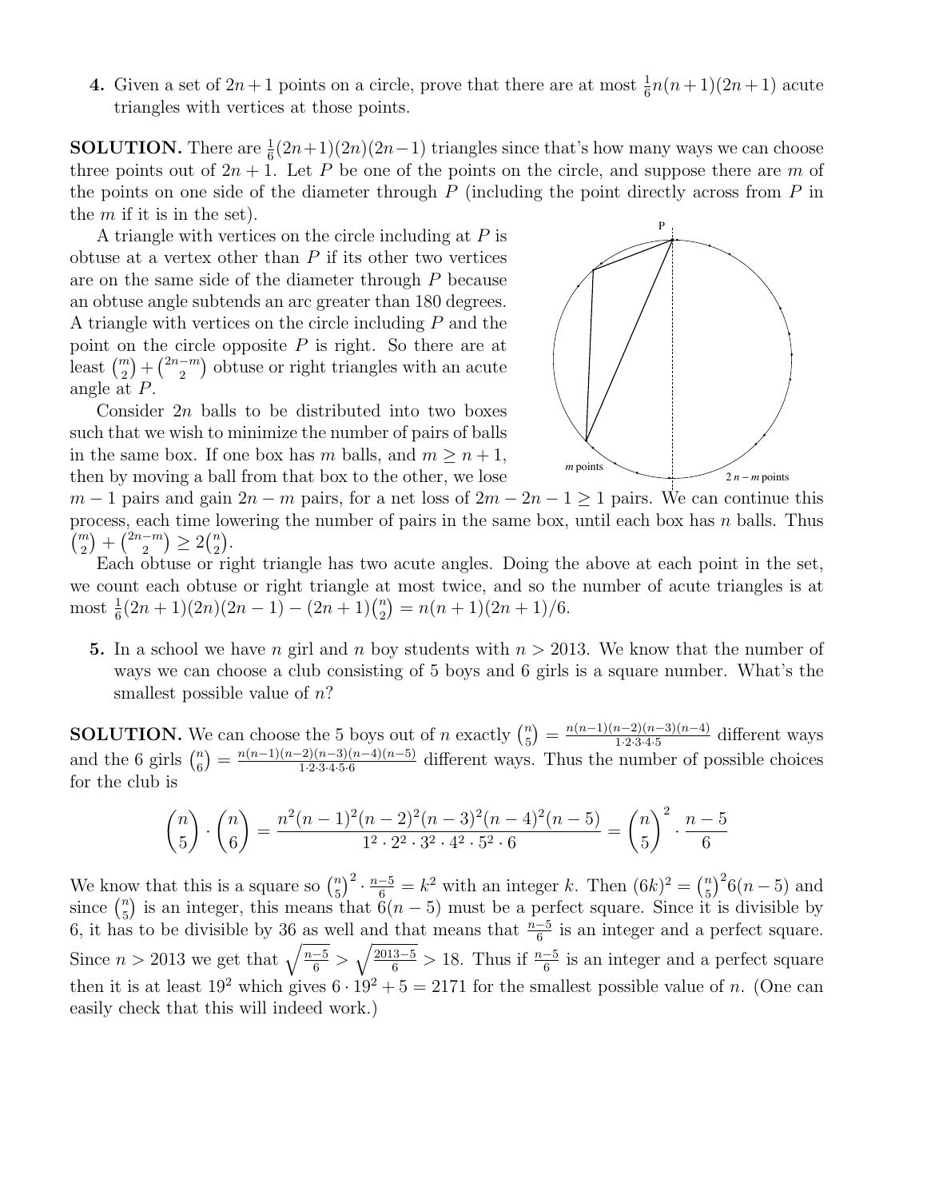**4.** Given a set of $2n+1$ points on a circle, prove that there are at most $\frac{1}{6}n(n+1)(2n+1)$ acute triangles with vertices at those points.

**SOLUTION.** There are $\frac{1}{6}(2n+1)(2n)(2n-1)$ triangles since that's how many ways we can choose three points out of $2n+1$. Let $P$ be one of the points on the circle, and suppose there are $m$ of the points on one side of the diameter through $P$ (including the point directly across from $P$ in the $m$ if it is in the set).

A triangle with vertices on the circle including at $P$ is obtuse at a vertex other than $P$ if its other two vertices are on the same side of the diameter through $P$ because an obtuse angle subtends an arc greater than 180 degrees. A triangle with vertices on the circle including $P$ and the point on the circle opposite $P$ is right. So there are at least $\binom{m}{2}+\binom{2n-m}{2}$ obtuse or right triangles with an acute angle at $P$.

P

$m$ points

$2n-m$ points

Consider $2n$ balls to be distributed into two boxes such that we wish to minimize the number of pairs of balls in the same box. If one box has $m$ balls, and $m \geq n+1$, then by moving a ball from that box to the other, we lose $m-1$ pairs and gain $2n-m$ pairs, for a net loss of $2m-2n-1 \geq 1$ pairs. We can continue this process, each time lowering the number of pairs in the same box, until each box has $n$ balls. Thus $\binom{m}{2}+\binom{2n-m}{2} \geq 2\binom{n}{2}$.

Each obtuse or right triangle has two acute angles. Doing the above at each point in the set, we count each obtuse or right triangle at most twice, and so the number of acute triangles is at most $\frac{1}{6}(2n+1)(2n)(2n-1)-(2n+1)\binom{n}{2} = n(n+1)(2n+1)/6$.

**5.** In a school we have $n$ girl and $n$ boy students with $n > 2013$. We know that the number of ways we can choose a club consisting of 5 boys and 6 girls is a square number. What's the smallest possible value of $n$?

**SOLUTION.** We can choose the 5 boys out of $n$ exactly $\binom{n}{5} = \frac{n(n-1)(n-2)(n-3)(n-4)}{1\cdot 2\cdot 3\cdot 4\cdot 5}$ different ways and the 6 girls $\binom{n}{6} = \frac{n(n-1)(n-2)(n-3)(n-4)(n-5)}{1\cdot 2\cdot 3\cdot 4\cdot 5\cdot 6}$ different ways. Thus the number of possible choices for the club is

$$\binom{n}{5}\cdot\binom{n}{6} = \frac{n^2(n-1)^2(n-2)^2(n-3)^2(n-4)^2(n-5)}{1^2\cdot 2^2\cdot 3^2\cdot 4^2\cdot 5^2\cdot 6} = \binom{n}{5}^2\cdot\frac{n-5}{6}$$

We know that this is a square so $\binom{n}{5}^2\cdot\frac{n-5}{6} = k^2$ with an integer $k$. Then $(6k)^2 = \binom{n}{5}^2 6(n-5)$ and since $\binom{n}{5}$ is an integer, this means that $6(n-5)$ must be a perfect square. Since it is divisible by 6, it has to be divisible by 36 as well and that means that $\frac{n-5}{6}$ is an integer and a perfect square. Since $n > 2013$ we get that $\sqrt{\frac{n-5}{6}} > \sqrt{\frac{2013-5}{6}} > 18$. Thus if $\frac{n-5}{6}$ is an integer and a perfect square then it is at least $19^2$ which gives $6\cdot 19^2+5 = 2171$ for the smallest possible value of $n$. (One can easily check that this will indeed work.)